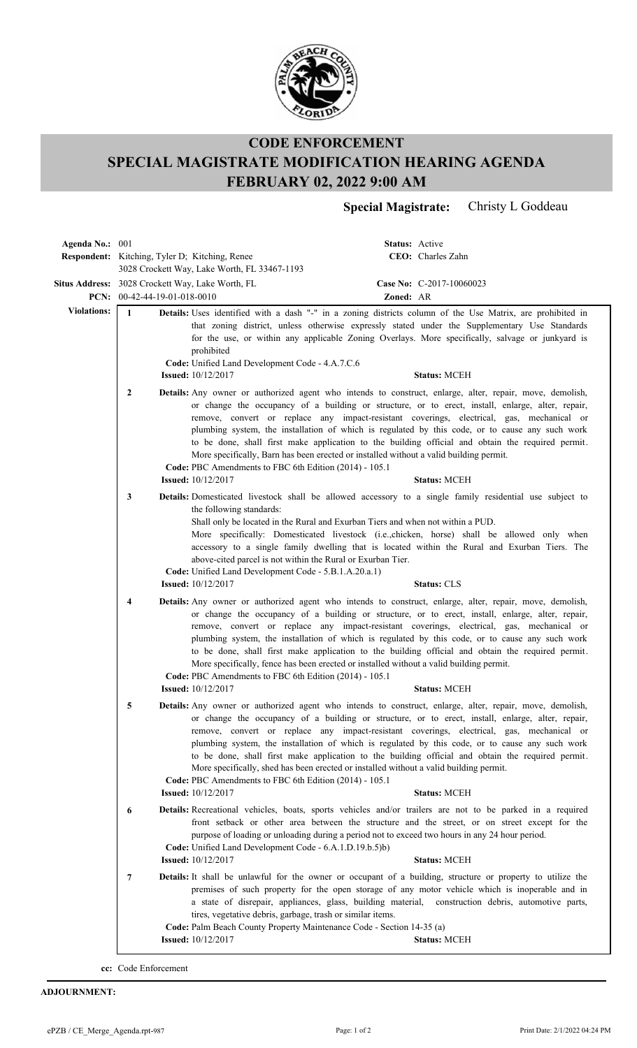# CODE ENFORCEMENT
# SPECIAL MAGISTRATE MODIFICATION HEARING AGENDA
# FEBRUARY 02, 2022 9:00 AM

**Special Magistrate:** Christy L Goddeau

**Agenda No.:** 001 **Status:** Active

**Respondent:** Kitching, Tyler D; Kitching, Renee **CEO:** Charles Zahn
3028 Crockett Way, Lake Worth, FL 33467-1193

**Situs Address:** 3028 Crockett Way, Lake Worth, FL **Case No:** C-2017-10060023

**PCN:** 00-42-44-19-01-018-0010 **Zoned:** AR

**Violations:**

**1** **Details:** Uses identified with a dash "-" in a zoning districts column of the Use Matrix, are prohibited in that zoning district, unless otherwise expressly stated under the Supplementary Use Standards for the use, or within any applicable Zoning Overlays. More specifically, salvage or junkyard is prohibited
**Code:** Unified Land Development Code - 4.A.7.C.6
**Issued:** 10/12/2017 **Status:** MCEH

**2** **Details:** Any owner or authorized agent who intends to construct, enlarge, alter, repair, move, demolish, or change the occupancy of a building or structure, or to erect, install, enlarge, alter, repair, remove, convert or replace any impact-resistant coverings, electrical, gas, mechanical or plumbing system, the installation of which is regulated by this code, or to cause any such work to be done, shall first make application to the building official and obtain the required permit. More specifically, Barn has been erected or installed without a valid building permit.
**Code:** PBC Amendments to FBC 6th Edition (2014) - 105.1
**Issued:** 10/12/2017 **Status:** MCEH

**3** **Details:** Domesticated livestock shall be allowed accessory to a single family residential use subject to the following standards:
Shall only be located in the Rural and Exurban Tiers and when not within a PUD.
More specifically: Domesticated livestock (i.e.,chicken, horse) shall be allowed only when accessory to a single family dwelling that is located within the Rural and Exurban Tiers. The above-cited parcel is not within the Rural or Exurban Tier.
**Code:** Unified Land Development Code - 5.B.1.A.20.a.1)
**Issued:** 10/12/2017 **Status:** CLS

**4** **Details:** Any owner or authorized agent who intends to construct, enlarge, alter, repair, move, demolish, or change the occupancy of a building or structure, or to erect, install, enlarge, alter, repair, remove, convert or replace any impact-resistant coverings, electrical, gas, mechanical or plumbing system, the installation of which is regulated by this code, or to cause any such work to be done, shall first make application to the building official and obtain the required permit. More specifically, fence has been erected or installed without a valid building permit.
**Code:** PBC Amendments to FBC 6th Edition (2014) - 105.1
**Issued:** 10/12/2017 **Status:** MCEH

**5** **Details:** Any owner or authorized agent who intends to construct, enlarge, alter, repair, move, demolish, or change the occupancy of a building or structure, or to erect, install, enlarge, alter, repair, remove, convert or replace any impact-resistant coverings, electrical, gas, mechanical or plumbing system, the installation of which is regulated by this code, or to cause any such work to be done, shall first make application to the building official and obtain the required permit. More specifically, shed has been erected or installed without a valid building permit.
**Code:** PBC Amendments to FBC 6th Edition (2014) - 105.1
**Issued:** 10/12/2017 **Status:** MCEH

**6** **Details:** Recreational vehicles, boats, sports vehicles and/or trailers are not to be parked in a required front setback or other area between the structure and the street, or on street except for the purpose of loading or unloading during a period not to exceed two hours in any 24 hour period.
**Code:** Unified Land Development Code - 6.A.1.D.19.b.5)b)
**Issued:** 10/12/2017 **Status:** MCEH

**7** **Details:** It shall be unlawful for the owner or occupant of a building, structure or property to utilize the premises of such property for the open storage of any motor vehicle which is inoperable and in a state of disrepair, appliances, glass, building material, construction debris, automotive parts, tires, vegetative debris, garbage, trash or similar items.
**Code:** Palm Beach County Property Maintenance Code - Section 14-35 (a)
**Issued:** 10/12/2017 **Status:** MCEH

**cc:** Code Enforcement

**ADJOURNMENT:**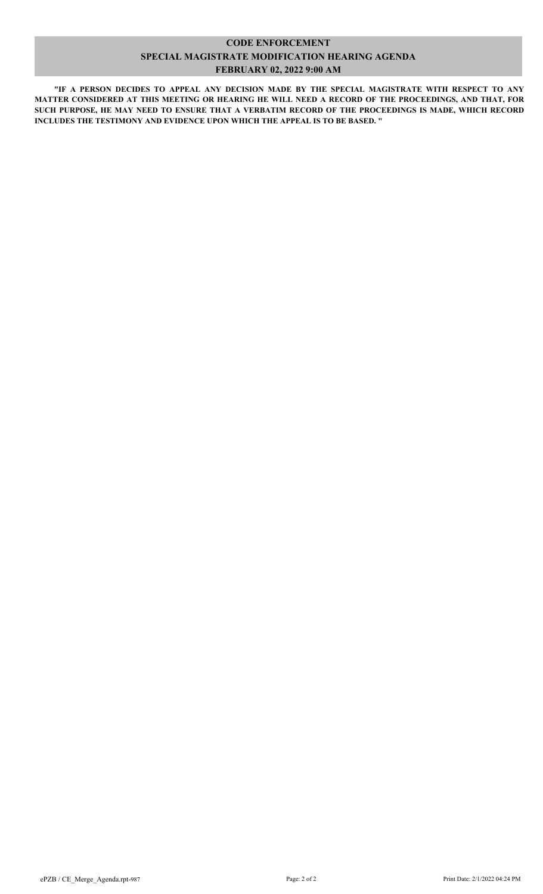# CODE ENFORCEMENT
## SPECIAL MAGISTRATE MODIFICATION HEARING AGENDA
### FEBRUARY 02, 2022 9:00 AM

**"IF A PERSON DECIDES TO APPEAL ANY DECISION MADE BY THE SPECIAL MAGISTRATE WITH RESPECT TO ANY MATTER CONSIDERED AT THIS MEETING OR HEARING HE WILL NEED A RECORD OF THE PROCEEDINGS, AND THAT, FOR SUCH PURPOSE, HE MAY NEED TO ENSURE THAT A VERBATIM RECORD OF THE PROCEEDINGS IS MADE, WHICH RECORD INCLUDES THE TESTIMONY AND EVIDENCE UPON WHICH THE APPEAL IS TO BE BASED. "**

ePZB / CE_Merge_Agenda.rpt-987

Print Date: 2/1/2022 04:24 PM